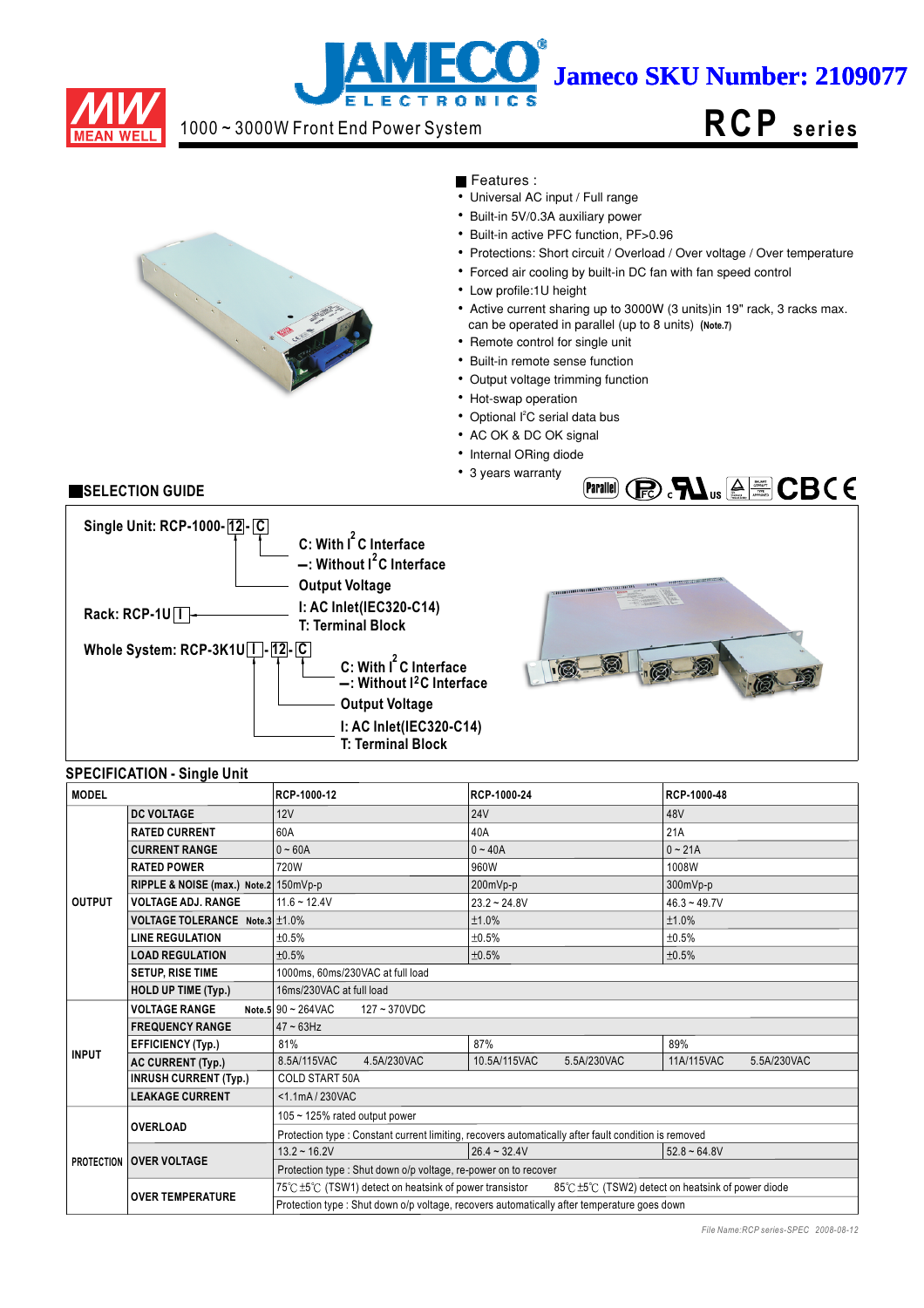Jameco SKU Number: 2109077

MEAN WELL

1000 ~ 3000W Front End Power System

# RCP series

■ Features :

- Universal AC input / Full range
- Built-in 5V/0.3A auxiliary power
- Built-in active PFC function, PF>0.96
- Protections: Short circuit / Overload / Over voltage / Over temperature
- Forced air cooling by built-in DC fan with fan speed control
- Low profile:1U height
- Active current sharing up to 3000W (3 units)in 19" rack, 3 racks max. can be operated in parallel (up to 8 units) (Note.7)
- Remote control for single unit
- Built-in remote sense function
- Output voltage trimming function
- Hot-swap operation
- Optional I$^2$C serial data bus
- AC OK & DC OK signal
- Internal ORing diode
- 3 years warranty

## SELECTION GUIDE

Single Unit: RCP-1000- 12 - C

- C: With I$^2$C Interface
- –: Without I$^2$C Interface
- Output Voltage

Rack: RCP-1U I

- I: AC Inlet(IEC320-C14)
- T: Terminal Block

Whole System: RCP-3K1U I - 12 - C

- C: With I$^2$C Interface
- –: Without I$^2$C Interface
- Output Voltage
- I: AC Inlet(IEC320-C14)
- T: Terminal Block

## SPECIFICATION - Single Unit

| MODEL | | RCP-1000-12 | RCP-1000-24 | RCP-1000-48 |
|---|---|---|---|---|
| OUTPUT | DC VOLTAGE | 12V | 24V | 48V |
| | RATED CURRENT | 60A | 40A | 21A |
| | CURRENT RANGE | 0 ~ 60A | 0 ~ 40A | 0 ~ 21A |
| | RATED POWER | 720W | 960W | 1008W |
| | RIPPLE & NOISE (max.) Note.2 | 150mVp-p | 200mVp-p | 300mVp-p |
| | VOLTAGE ADJ. RANGE | 11.6 ~ 12.4V | 23.2 ~ 24.8V | 46.3 ~ 49.7V |
| | VOLTAGE TOLERANCE Note.3 | ±1.0% | ±1.0% | ±1.0% |
| | LINE REGULATION | ±0.5% | ±0.5% | ±0.5% |
| | LOAD REGULATION | ±0.5% | ±0.5% | ±0.5% |
| | SETUP, RISE TIME | 1000ms, 60ms/230VAC at full load | | |
| | HOLD UP TIME (Typ.) | 16ms/230VAC at full load | | |
| INPUT | VOLTAGE RANGE Note.5 | 90 ~ 264VAC 127 ~ 370VDC | | |
| | FREQUENCY RANGE | 47 ~ 63Hz | | |
| | EFFICIENCY (Typ.) | 81% | 87% | 89% |
| | AC CURRENT (Typ.) | 8.5A/115VAC 4.5A/230VAC | 10.5A/115VAC 5.5A/230VAC | 11A/115VAC 5.5A/230VAC |
| | INRUSH CURRENT (Typ.) | COLD START 50A | | |
| | LEAKAGE CURRENT | <1.1mA / 230VAC | | |
| PROTECTION | OVERLOAD | 105 ~ 125% rated output power | | |
| | | Protection type : Constant current limiting, recovers automatically after fault condition is removed | | |
| | OVER VOLTAGE | 13.2 ~ 16.2V | 26.4 ~ 32.4V | 52.8 ~ 64.8V |
| | | Protection type : Shut down o/p voltage, re-power on to recover | | |
| | OVER TEMPERATURE | 75℃ ±5℃ (TSW1) detect on heatsink of power transistor 85℃ ±5℃ (TSW2) detect on heatsink of power diode | | |
| | | Protection type : Shut down o/p voltage, recovers automatically after temperature goes down | | |

File Name:RCP series-SPEC 2008-08-12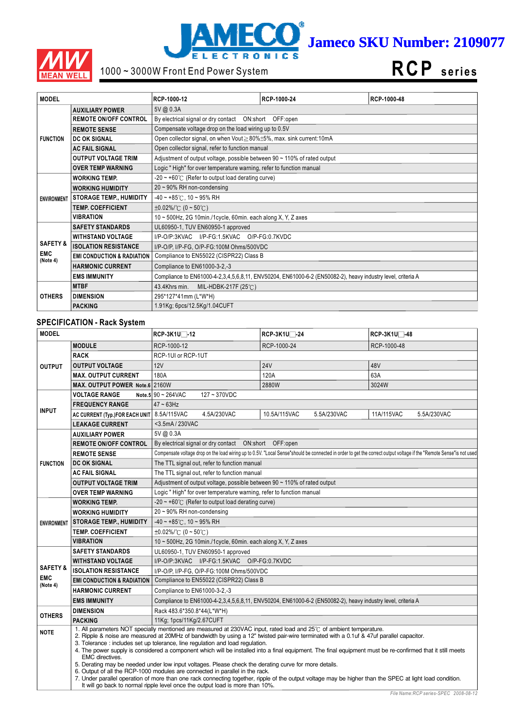Jameco SKU Number: 2109077

1000 ~ 3000W Front End Power System

# RCP series

| MODEL | | RCP-1000-12 | RCP-1000-24 | RCP-1000-48 |
|---|---|---|---|---|
| FUNCTION | AUXILIARY POWER | 5V @ 0.3A | | |
| | REMOTE ON/OFF CONTROL | By electrical signal or dry contact ON:short OFF:open | | |
| | REMOTE SENSE | Compensate voltage drop on the load wiring up to 0.5V | | |
| | DC OK SIGNAL | Open collector signal, on when Vout≧80%±5%, max. sink current:10mA | | |
| | AC FAIL SIGNAL | Open collector signal, refer to function manual | | |
| | OUTPUT VOLTAGE TRIM | Adjustment of output voltage, possible between 90 ~ 110% of rated output | | |
| | OVER TEMP WARNING | Logic " High" for over temperature warning, refer to function manual | | |
| ENVIRONMENT | WORKING TEMP. | -20 ~ +60℃ (Refer to output load derating curve) | | |
| | WORKING HUMIDITY | 20 ~ 90% RH non-condensing | | |
| | STORAGE TEMP., HUMIDITY | -40 ~ +85℃, 10 ~ 95% RH | | |
| | TEMP. COEFFICIENT | ±0.02%/℃ (0 ~ 50℃) | | |
| | VIBRATION | 10 ~ 500Hz, 2G 10min./1cycle, 60min. each along X, Y, Z axes | | |
| SAFETY & EMC (Note 4) | SAFETY STANDARDS | UL60950-1, TUV EN60950-1 approved | | |
| | WITHSTAND VOLTAGE | I/P-O/P:3KVAC I/P-FG:1.5KVAC O/P-FG:0.7KVDC | | |
| | ISOLATION RESISTANCE | I/P-O/P, I/P-FG, O/P-FG:100M Ohms/500VDC | | |
| | EMI CONDUCTION & RADIATION | Compliance to EN55022 (CISPR22) Class B | | |
| | HARMONIC CURRENT | Compliance to EN61000-3-2,-3 | | |
| | EMS IMMUNITY | Compliance to EN61000-4-2,3,4,5,6,8,11, ENV50204, EN61000-6-2 (EN50082-2), heavy industry level, criteria A | | |
| OTHERS | MTBF | 43.4Khrs min. MIL-HDBK-217F (25℃) | | |
| | DIMENSION | 295*127*41mm (L*W*H) | | |
| | PACKING | 1.91Kg; 6pcs/12.5Kg/1.04CUFT | | |

## SPECIFICATION - Rack System

| MODEL | | RCP-3K1U□-12 | RCP-3K1U□-24 | RCP-3K1U□-48 |
|---|---|---|---|---|
| OUTPUT | MODULE | RCP-1000-12 | RCP-1000-24 | RCP-1000-48 |
| | RACK | RCP-1UI or RCP-1UT | | |
| | OUTPUT VOLTAGE | 12V | 24V | 48V |
| | MAX. OUTPUT CURRENT | 180A | 120A | 63A |
| | MAX. OUTPUT POWER Note.6 | 2160W | 2880W | 3024W |
| INPUT | VOLTAGE RANGE Note.5 | 90 ~ 264VAC 127 ~ 370VDC | | |
| | FREQUENCY RANGE | 47 ~ 63Hz | | |
| | AC CURRENT (Typ.)FOR EACH UNIT | 8.5A/115VAC 4.5A/230VAC | 10.5A/115VAC 5.5A/230VAC | 11A/115VAC 5.5A/230VAC |
| | LEAKAGE CURRENT | <3.5mA / 230VAC | | |
| FUNCTION | AUXILIARY POWER | 5V @ 0.3A | | |
| | REMOTE ON/OFF CONTROL | By electrical signal or dry contact ON:short OFF:open | | |
| | REMOTE SENSE | Compensate voltage drop on the load wiring up to 0.5V. "Local Sense"should be connected in order to get the correct output voltage if the "Remote Sense"is not used | | |
| | DC OK SIGNAL | The TTL signal out, refer to function manual | | |
| | AC FAIL SIGNAL | The TTL signal out, refer to function manual | | |
| | OUTPUT VOLTAGE TRIM | Adjustment of output voltage, possible between 90 ~ 110% of rated output | | |
| | OVER TEMP WARNING | Logic " High" for over temperature warning, refer to function manual | | |
| ENVIRONMENT | WORKING TEMP. | -20 ~ +60℃ (Refer to output load derating curve) | | |
| | WORKING HUMIDITY | 20 ~ 90% RH non-condensing | | |
| | STORAGE TEMP., HUMIDITY | -40 ~ +85℃, 10 ~ 95% RH | | |
| | TEMP. COEFFICIENT | ±0.02%/℃ (0 ~ 50℃) | | |
| | VIBRATION | 10 ~ 500Hz, 2G 10min./1cycle, 60min. each along X, Y, Z axes | | |
| SAFETY & EMC (Note 4) | SAFETY STANDARDS | UL60950-1, TUV EN60950-1 approved | | |
| | WITHSTAND VOLTAGE | I/P-O/P:3KVAC I/P-FG:1.5KVAC O/P-FG:0.7KVDC | | |
| | ISOLATION RESISTANCE | I/P-O/P, I/P-FG, O/P-FG:100M Ohms/500VDC | | |
| | EMI CONDUCTION & RADIATION | Compliance to EN55022 (CISPR22) Class B | | |
| | HARMONIC CURRENT | Compliance to EN61000-3-2,-3 | | |
| | EMS IMMUNITY | Compliance to EN61000-4-2,3,4,5,6,8,11, ENV50204, EN61000-6-2 (EN50082-2), heavy industry level, criteria A | | |
| OTHERS | DIMENSION | Rack 483.6*350.8*44(L*W*H) | | |
| | PACKING | 11Kg; 1pcs/11Kg/2.67CUFT | | |

**NOTE**

1. All parameters NOT specially mentioned are measured at 230VAC input, rated load and 25℃ of ambient temperature.
2. Ripple & noise are measured at 20MHz of bandwidth by using a 12" twisted pair-wire terminated with a 0.1uf & 47uf parallel capacitor.
3. Tolerance : includes set up tolerance, line regulation and load regulation.
4. The power supply is considered a component which will be installed into a final equipment. The final equipment must be re-confirmed that it still meets EMC directives.
5. Derating may be needed under low input voltages. Please check the derating curve for more details.
6. Output of all the RCP-1000 modules are connected in parallel in the rack.
7. Under parallel operation of more than one rack connecting together, ripple of the output voltage may be higher than the SPEC at light load condition. It will go back to normal ripple level once the output load is more than 10%.

File Name:RCP series-SPEC 2008-08-12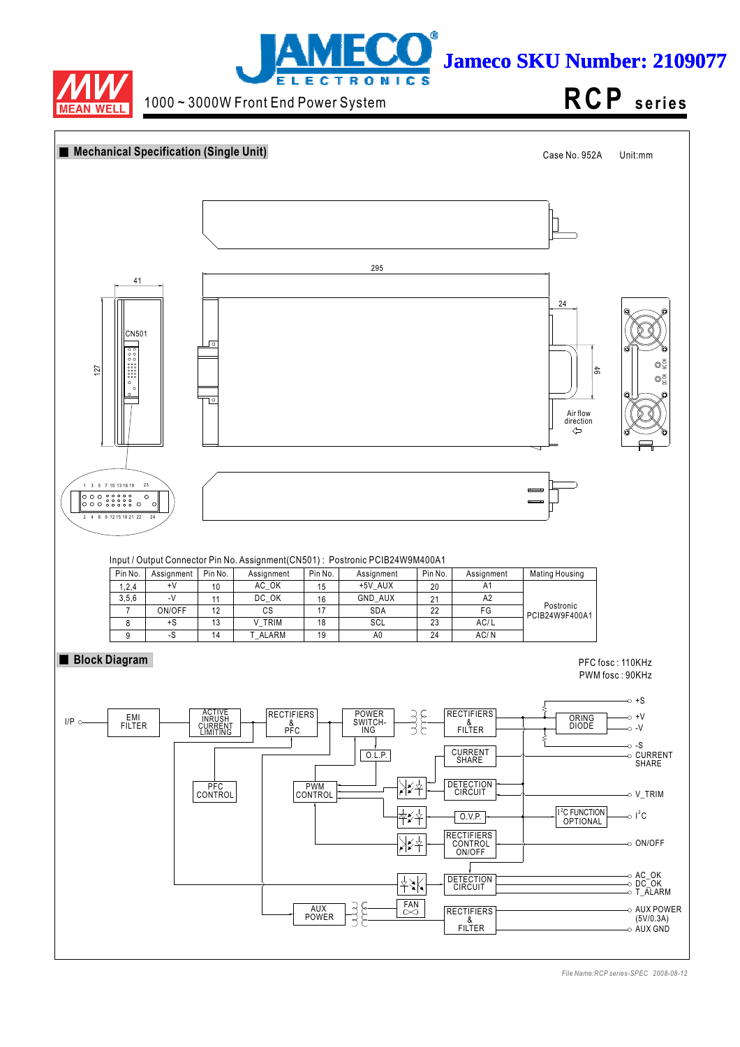## Mechanical Specification (Single Unit)

Case No. 952A    Unit:mm

Input / Output Connector Pin No. Assignment(CN501) : Postronic PCIB24W9M400A1

| Pin No. | Assignment | Pin No. | Assignment | Pin No. | Assignment | Pin No. | Assignment | Mating Housing |
|---|---|---|---|---|---|---|---|---|
| 1,2,4 | +V | 10 | AC_OK | 15 | +5V_AUX | 20 | A1 | |
| 3,5,6 | -V | 11 | DC_OK | 16 | GND_AUX | 21 | A2 | Postronic PCIB24W9F400A1 |
| 7 | ON/OFF | 12 | CS | 17 | SDA | 22 | FG | |
| 8 | +S | 13 | V_TRIM | 18 | SCL | 23 | AC/L | |
| 9 | -S | 14 | T_ALARM | 19 | A0 | 24 | AC/N | |

## Block Diagram

PFC fosc : 110KHz
PWM fosc : 90KHz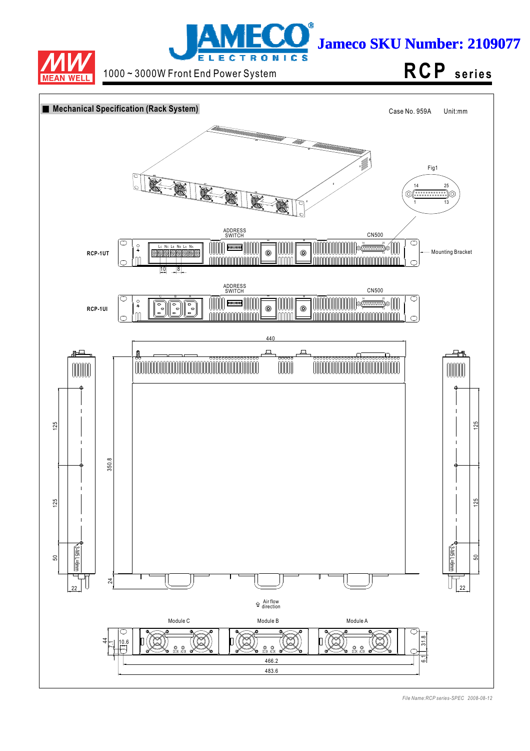Jameco SKU Number: 2109077

1000 ~ 3000W Front End Power System

**RCP series**

## Mechanical Specification (Rack System)

Case No. 959A    Unit:mm

Fig1

RCP-1UT

RCP-1UI

ADDRESS SWITCH

CN500

Mounting Bracket

Air flow direction

Module C    Module B    Module A

3-M5 L=6mm

440

350.8

466.2

483.6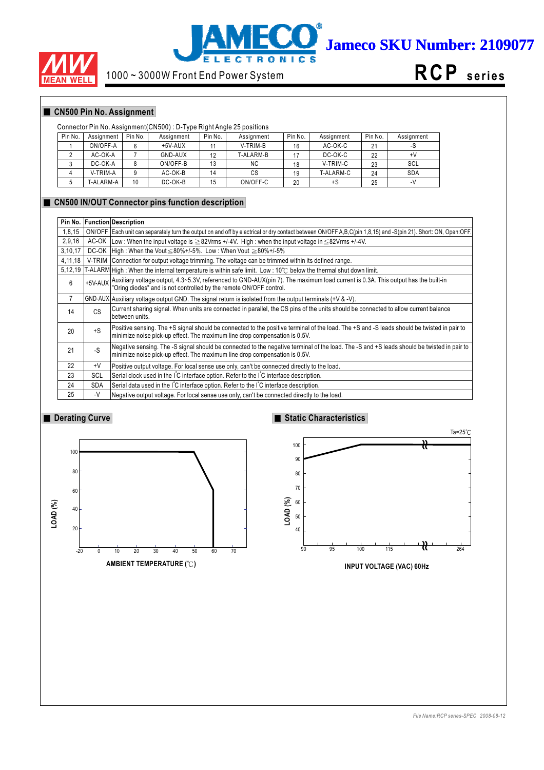## CN500 Pin No. Assignment

Connector Pin No. Assignment(CN500) : D-Type Right Angle 25 positions

| Pin No. | Assignment | Pin No. | Assignment | Pin No. | Assignment | Pin No. | Assignment | Pin No. | Assignment |
|---|---|---|---|---|---|---|---|---|---|
| 1 | ON/OFF-A | 6 | +5V-AUX | 11 | V-TRIM-B | 16 | AC-OK-C | 21 | -S |
| 2 | AC-OK-A | 7 | GND-AUX | 12 | T-ALARM-B | 17 | DC-OK-C | 22 | +V |
| 3 | DC-OK-A | 8 | ON/OFF-B | 13 | NC | 18 | V-TRIM-C | 23 | SCL |
| 4 | V-TRIM-A | 9 | AC-OK-B | 14 | CS | 19 | T-ALARM-C | 24 | SDA |
| 5 | T-ALARM-A | 10 | DC-OK-B | 15 | ON/OFF-C | 20 | +S | 25 | -V |

## CN500 IN/OUT Connector pins function description

| Pin No. | Function | Description |
|---|---|---|
| 1,8,15 | ON/OFF | Each unit can separately turn the output on and off by electrical or dry contact between ON/OFF A,B,C(pin 1,8,15) and -S(pin 21). Short: ON, Open:OFF. |
| 2,9,16 | AC-OK | Low : When the input voltage is ≧82Vrms +/-4V. High : when the input voltage in ≦82Vrms +/-4V. |
| 3,10,17 | DC-OK | High : When the Vout ≦80%+/-5%. Low : When Vout ≧80%+/-5% |
| 4,11,18 | V-TRIM | Connection for output voltage trimming. The voltage can be trimmed within its defined range. |
| 5,12,19 | T-ALARM | High : When the internal temperature is within safe limit. Low : 10℃ below the thermal shut down limit. |
| 6 | +5V-AUX | Auxiliary voltage output, 4.3~5.3V, referenced to GND-AUX(pin 7). The maximum load current is 0.3A. This output has the built-in "Oring diodes" and is not controlled by the remote ON/OFF control. |
| 7 | GND-AUX | Auxiliary voltage output GND. The signal return is isolated from the output terminals (+V & -V). |
| 14 | CS | Current sharing signal. When units are connected in parallel, the CS pins of the units should be connected to allow current balance between units. |
| 20 | +S | Positive sensing. The +S signal should be connected to the positive terminal of the load. The +S and -S leads should be twisted in pair to minimize noise pick-up effect. The maximum line drop compensation is 0.5V. |
| 21 | -S | Negative sensing. The -S signal should be connected to the negative terminal of the load. The -S and +S leads should be twisted in pair to minimize noise pick-up effect. The maximum line drop compensation is 0.5V. |
| 22 | +V | Positive output voltage. For local sense use only, can't be connected directly to the load. |
| 23 | SCL | Serial clock used in the I²C interface option. Refer to the I²C interface description. |
| 24 | SDA | Serial data used in the I²C interface option. Refer to the I²C interface description. |
| 25 | -V | Negative output voltage. For local sense use only, can't be connected directly to the load. |

## Derating Curve

LOAD (%) vs AMBIENT TEMPERATURE (℃)

## Static Characteristics

Ta=25℃

LOAD (%) vs INPUT VOLTAGE (VAC) 60Hz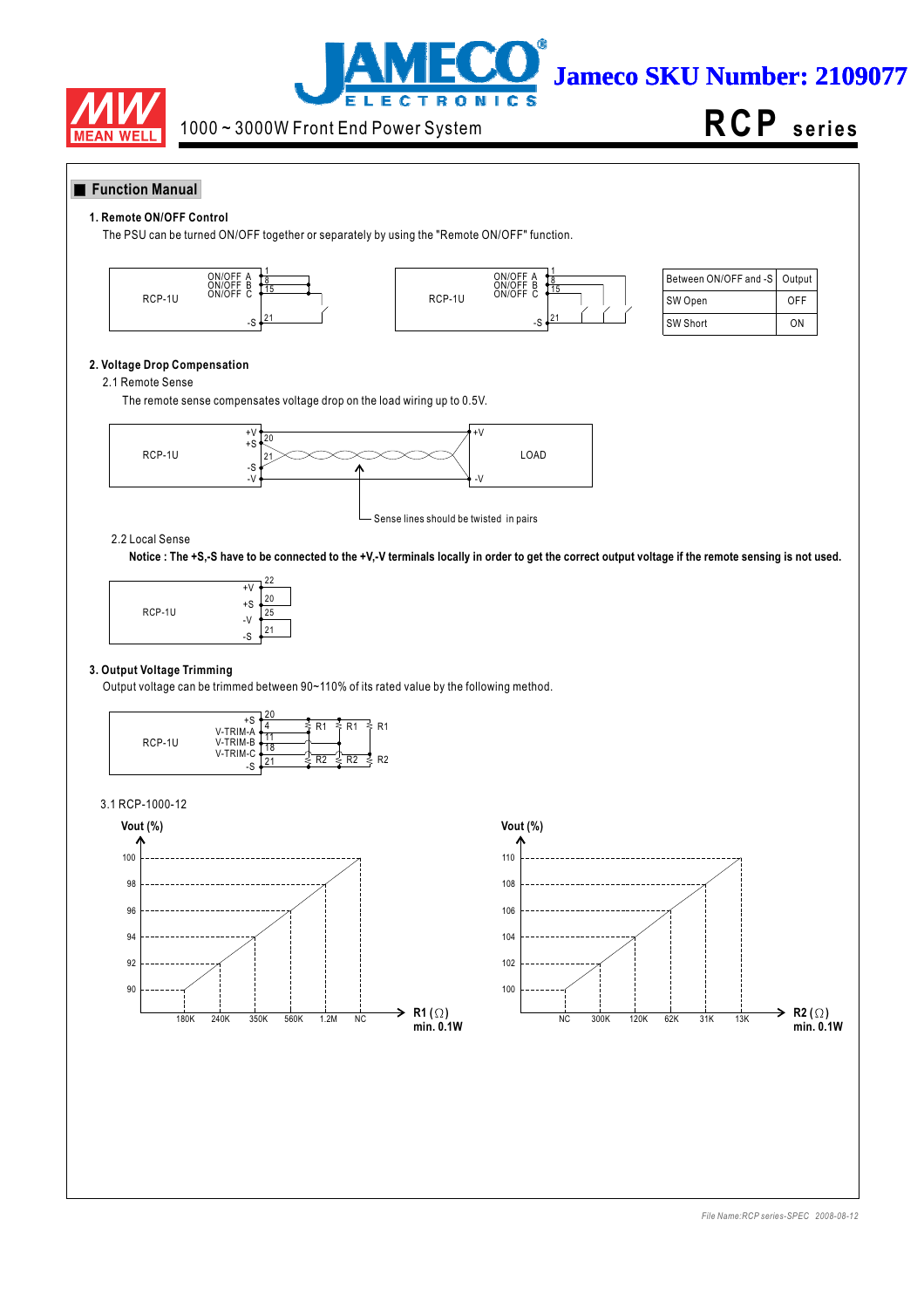## Function Manual

### 1. Remote ON/OFF Control

The PSU can be turned ON/OFF together or separately by using the "Remote ON/OFF" function.

| Between ON/OFF and -S | Output |
|---|---|
| SW Open | OFF |
| SW Short | ON |

### 2. Voltage Drop Compensation

2.1 Remote Sense

The remote sense compensates voltage drop on the load wiring up to 0.5V.

Sense lines should be twisted in pairs

2.2 Local Sense

**Notice : The +S,-S have to be connected to the +V,-V terminals locally in order to get the correct output voltage if the remote sensing is not used.**

### 3. Output Voltage Trimming

Output voltage can be trimmed between 90~110% of its rated value by the following method.

3.1 RCP-1000-12

| R1 (Ω) min. 0.1W | Vout (%) |
|---|---|
| 180K | 90 |
| 240K | 92 |
| 350K | 94 |
| 560K | 96 |
| 1.2M | 98 |
| NC | 100 |

| R2 (Ω) min. 0.1W | Vout (%) |
|---|---|
| NC | 100 |
| 300K | 102 |
| 120K | 104 |
| 62K | 106 |
| 31K | 108 |
| 13K | 110 |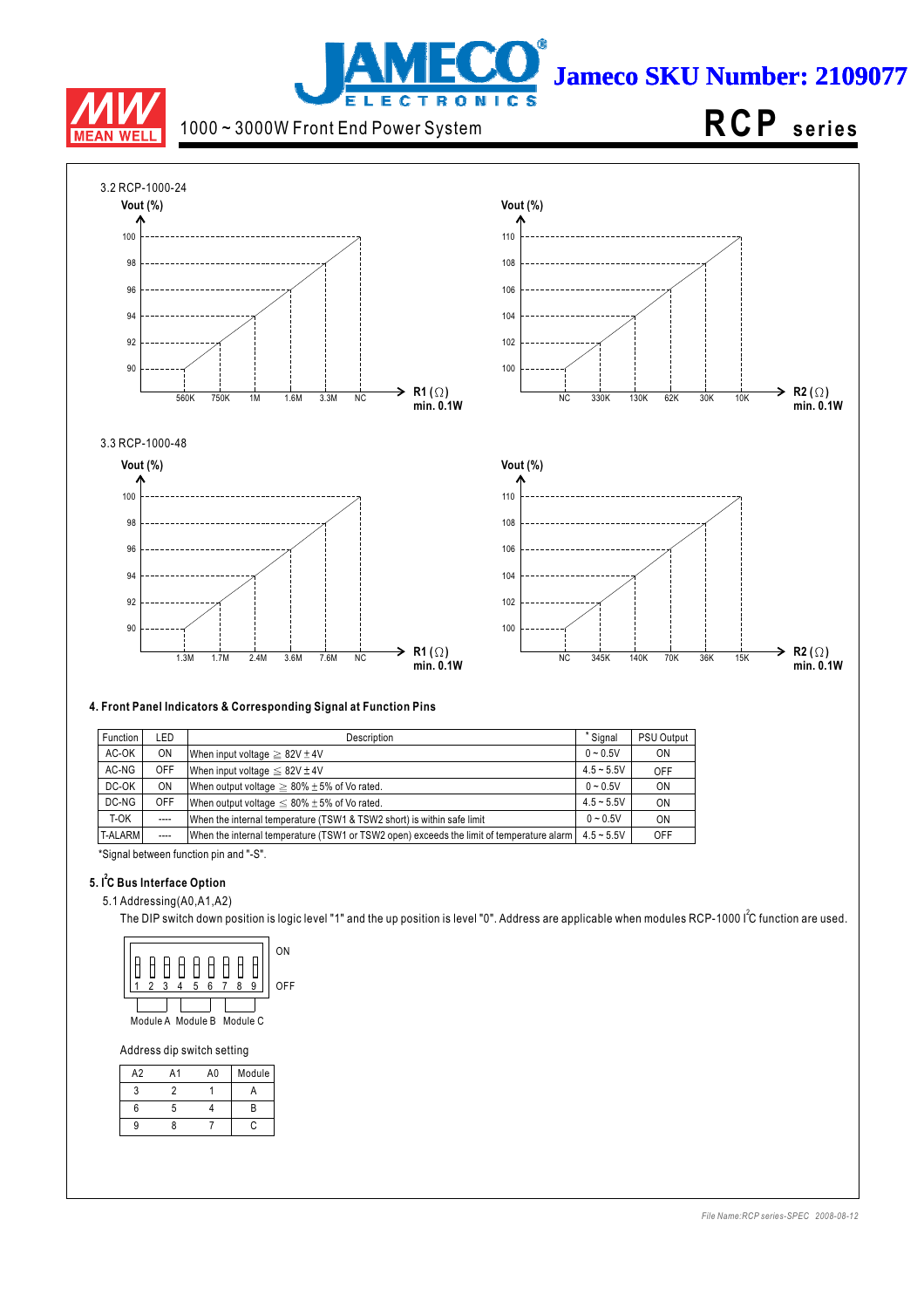3.2 RCP-1000-24

Vout (%)

| R1 (Ω) min. 0.1W | 560K | 750K | 1M | 1.6M | 3.3M | NC |
|---|---|---|---|---|---|---|
| Vout (%) | 90 | 92 | 94 | 96 | 98 | 100 |

| R2 (Ω) min. 0.1W | NC | 330K | 130K | 62K | 30K | 10K |
|---|---|---|---|---|---|---|
| Vout (%) | 100 | 102 | 104 | 106 | 108 | 110 |

3.3 RCP-1000-48

Vout (%)

| R1 (Ω) min. 0.1W | 1.3M | 1.7M | 2.4M | 3.6M | 7.6M | NC |
|---|---|---|---|---|---|---|
| Vout (%) | 90 | 92 | 94 | 96 | 98 | 100 |

| R2 (Ω) min. 0.1W | NC | 345K | 140K | 70K | 36K | 15K |
|---|---|---|---|---|---|---|
| Vout (%) | 100 | 102 | 104 | 106 | 108 | 110 |

**4. Front Panel Indicators & Corresponding Signal at Function Pins**

| Function | LED | Description | * Signal | PSU Output |
|---|---|---|---|---|
| AC-OK | ON | When input voltage ≧ 82V ± 4V | 0 ~ 0.5V | ON |
| AC-NG | OFF | When input voltage ≦ 82V ± 4V | 4.5 ~ 5.5V | OFF |
| DC-OK | ON | When output voltage ≧ 80% ± 5% of Vo rated. | 0 ~ 0.5V | ON |
| DC-NG | OFF | When output voltage ≦ 80% ± 5% of Vo rated. | 4.5 ~ 5.5V | ON |
| T-OK | ---- | When the internal temperature (TSW1 & TSW2 short) is within safe limit | 0 ~ 0.5V | ON |
| T-ALARM | ---- | When the internal temperature (TSW1 or TSW2 open) exceeds the limit of temperature alarm | 4.5 ~ 5.5V | OFF |

*Signal between function pin and "-S".

**5. I²C Bus Interface Option**

5.1 Addressing(A0,A1,A2)

The DIP switch down position is logic level "1" and the up position is level "0". Address are applicable when modules RCP-1000 I²C function are used.

DIP switch 1 2 3 4 5 6 7 8 9 — ON / OFF — Module A (1-3), Module B (4-6), Module C (7-9)

Address dip switch setting

| A2 | A1 | A0 | Module |
|---|---|---|---|
| 3 | 2 | 1 | A |
| 6 | 5 | 4 | B |
| 9 | 8 | 7 | C |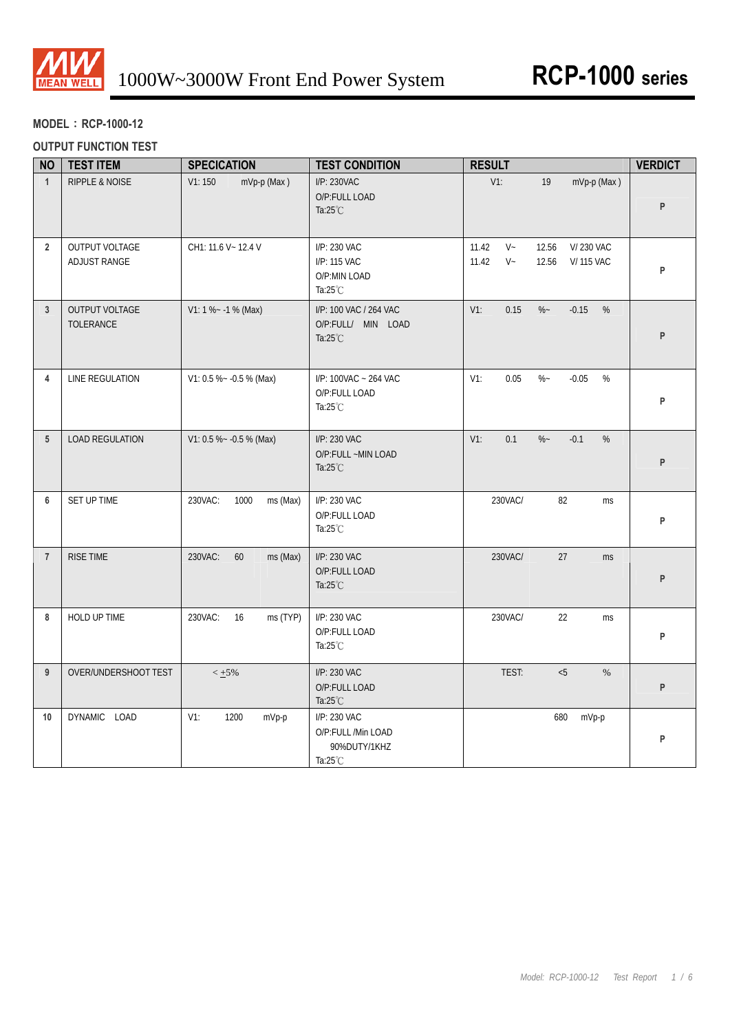**MODEL：RCP-1000-12**

**OUTPUT FUNCTION TEST**

| NO | TEST ITEM | SPECIATION | TEST CONDITION | RESULT | VERDICT |
|---|---|---|---|---|---|
| 1 | RIPPLE & NOISE | V1: 150 mVp-p (Max ) | I/P: 230VAC<br>O/P:FULL LOAD<br>Ta:25℃ | V1: 19 mVp-p (Max ) | P |
| 2 | OUTPUT VOLTAGE ADJUST RANGE | CH1: 11.6 V~ 12.4 V | I/P: 230 VAC<br>I/P: 115 VAC<br>O/P:MIN LOAD<br>Ta:25℃ | 11.42 V~ 12.56 V/ 230 VAC<br>11.42 V~ 12.56 V/ 115 VAC | P |
| 3 | OUTPUT VOLTAGE TOLERANCE | V1: 1 %~ -1 % (Max) | I/P: 100 VAC / 264 VAC<br>O/P:FULL/ MIN LOAD<br>Ta:25℃ | V1: 0.15 %~ -0.15 % | P |
| 4 | LINE REGULATION | V1: 0.5 %~ -0.5 % (Max) | I/P: 100VAC ~ 264 VAC<br>O/P:FULL LOAD<br>Ta:25℃ | V1: 0.05 %~ -0.05 % | P |
| 5 | LOAD REGULATION | V1: 0.5 %~ -0.5 % (Max) | I/P: 230 VAC<br>O/P:FULL ~MIN LOAD<br>Ta:25℃ | V1: 0.1 %~ -0.1 % | P |
| 6 | SET UP TIME | 230VAC: 1000 ms (Max) | I/P: 230 VAC<br>O/P:FULL LOAD<br>Ta:25℃ | 230VAC/ 82 ms | P |
| 7 | RISE TIME | 230VAC: 60 ms (Max) | I/P: 230 VAC<br>O/P:FULL LOAD<br>Ta:25℃ | 230VAC/ 27 ms | P |
| 8 | HOLD UP TIME | 230VAC: 16 ms (TYP) | I/P: 230 VAC<br>O/P:FULL LOAD<br>Ta:25℃ | 230VAC/ 22 ms | P |
| 9 | OVER/UNDERSHOOT TEST | < ±5% | I/P: 230 VAC<br>O/P:FULL LOAD<br>Ta:25℃ | TEST: <5 % | P |
| 10 | DYNAMIC LOAD | V1: 1200 mVp-p | I/P: 230 VAC<br>O/P:FULL /Min LOAD<br>90%DUTY/1KHZ<br>Ta:25℃ | 680 mVp-p | P |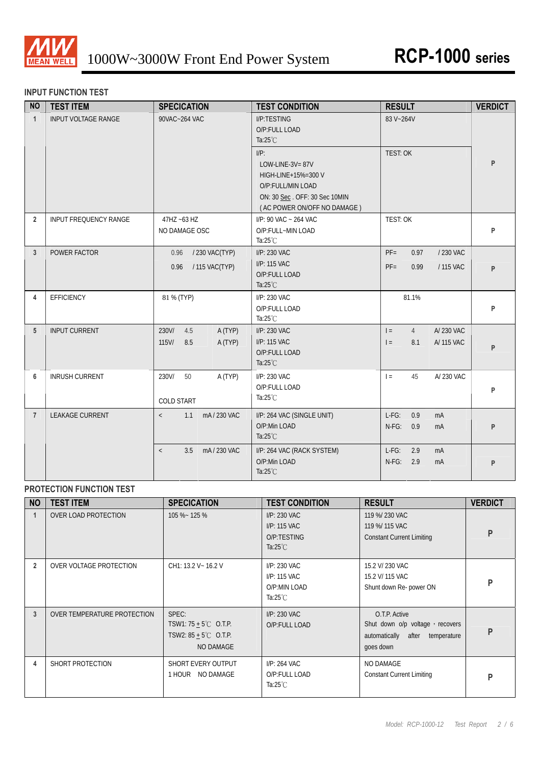# 1000W~3000W Front End Power System

**RCP-1000 series**

## INPUT FUNCTION TEST

| NO | TEST ITEM | SPECICATION | TEST CONDITION | RESULT | VERDICT |
|---|---|---|---|---|---|
| 1 | INPUT VOLTAGE RANGE | 90VAC~264 VAC | I/P:TESTING<br>O/P:FULL LOAD<br>Ta:25℃ | 83 V~264V | P |
| | | | I/P:<br>LOW-LINE-3V= 87V<br>HIGH-LINE+15%=300 V<br>O/P:FULL/MIN LOAD<br>ON: 30 Sec . OFF: 30 Sec 10MIN<br>( AC POWER ON/OFF NO DAMAGE ) | TEST: OK | |
| 2 | INPUT FREQUENCY RANGE | 47HZ ~63 HZ<br>NO DAMAGE OSC | I/P: 90 VAC ~ 264 VAC<br>O/P:FULL~MIN LOAD<br>Ta:25℃ | TEST: OK | P |
| 3 | POWER FACTOR | 0.96 / 230 VAC(TYP)<br>0.96 / 115 VAC(TYP) | I/P: 230 VAC<br>I/P: 115 VAC<br>O/P:FULL LOAD<br>Ta:25℃ | PF= 0.97 / 230 VAC<br>PF= 0.99 / 115 VAC | P |
| 4 | EFFICIENCY | 81 % (TYP) | I/P: 230 VAC<br>O/P:FULL LOAD<br>Ta:25℃ | 81.1% | P |
| 5 | INPUT CURRENT | 230V/ 4.5 A (TYP)<br>115V/ 8.5 A (TYP) | I/P: 230 VAC<br>I/P: 115 VAC<br>O/P:FULL LOAD<br>Ta:25℃ | I = 4 A/ 230 VAC<br>I = 8.1 A/ 115 VAC | P |
| 6 | INRUSH CURRENT | 230V/ 50 A (TYP)<br>COLD START | I/P: 230 VAC<br>O/P:FULL LOAD<br>Ta:25℃ | I = 45 A/ 230 VAC | P |
| 7 | LEAKAGE CURRENT | < 1.1 mA / 230 VAC | I/P: 264 VAC (SINGLE UNIT)<br>O/P:Min LOAD<br>Ta:25℃ | L-FG: 0.9 mA<br>N-FG: 0.9 mA | P |
| | | < 3.5 mA / 230 VAC | I/P: 264 VAC (RACK SYSTEM)<br>O/P:Min LOAD<br>Ta:25℃ | L-FG: 2.9 mA<br>N-FG: 2.9 mA | P |

## PROTECTION FUNCTION TEST

| NO | TEST ITEM | SPECICATION | TEST CONDITION | RESULT | VERDICT |
|---|---|---|---|---|---|
| 1 | OVER LOAD PROTECTION | 105 %~ 125 % | I/P: 230 VAC<br>I/P: 115 VAC<br>O/P:TESTING<br>Ta:25℃ | 119 %/ 230 VAC<br>119 %/ 115 VAC<br>Constant Current Limiting | P |
| 2 | OVER VOLTAGE PROTECTION | CH1: 13.2 V~ 16.2 V | I/P: 230 VAC<br>I/P: 115 VAC<br>O/P:MIN LOAD<br>Ta:25℃ | 15.2 V/ 230 VAC<br>15.2 V/ 115 VAC<br>Shunt down Re- power ON | P |
| 3 | OVER TEMPERATURE PROTECTION | SPEC:<br>TSW1: 75 ± 5℃ O.T.P.<br>TSW2: 85 ± 5℃ O.T.P.<br>NO DAMAGE | I/P: 230 VAC<br>O/P:FULL LOAD | O.T.P. Active<br>Shut down o/p voltage，recovers automatically after temperature goes down | P |
| 4 | SHORT PROTECTION | SHORT EVERY OUTPUT<br>1 HOUR NO DAMAGE | I/P: 264 VAC<br>O/P:FULL LOAD<br>Ta:25℃ | NO DAMAGE<br>Constant Current Limiting | P |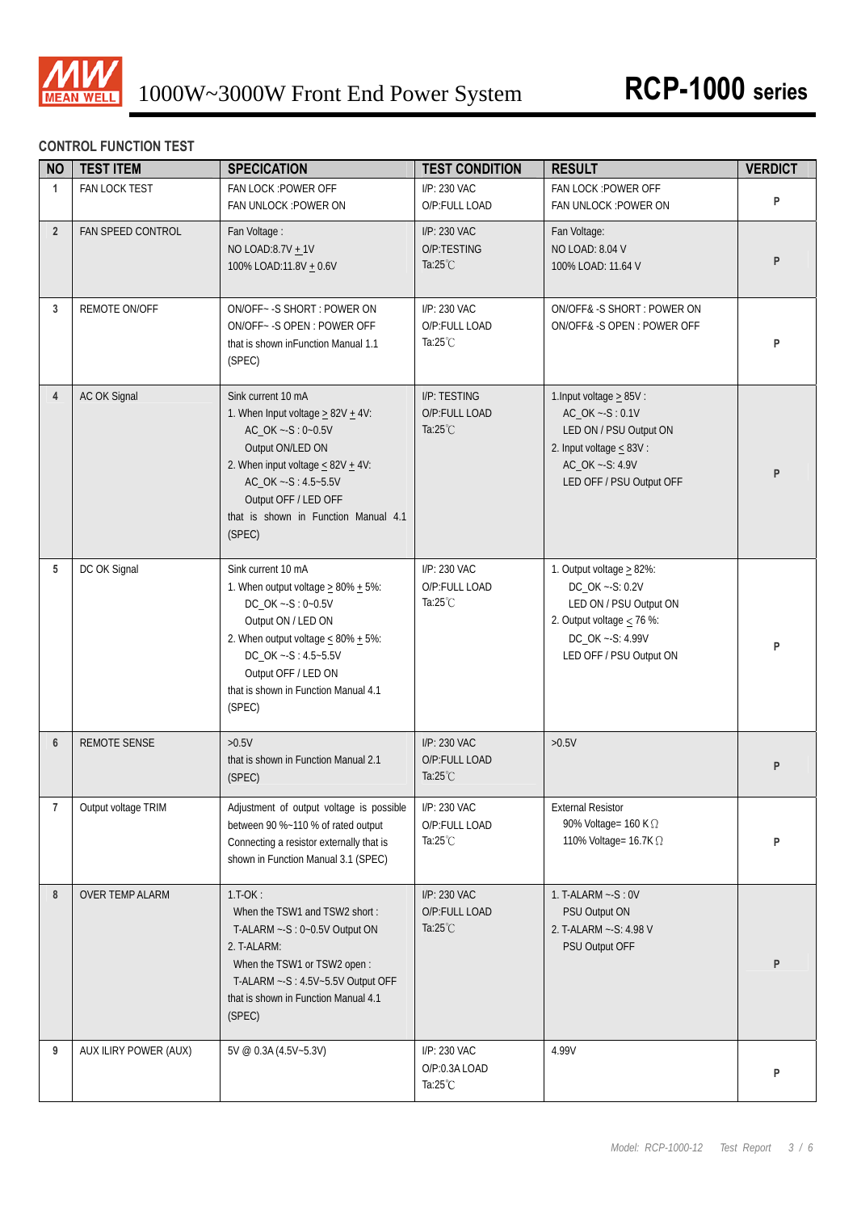## CONTROL FUNCTION TEST

| NO | TEST ITEM | SPECICATION | TEST CONDITION | RESULT | VERDICT |
|---|---|---|---|---|---|
| 1 | FAN LOCK TEST | FAN LOCK :POWER OFF<br>FAN UNLOCK :POWER ON | I/P: 230 VAC<br>O/P:FULL LOAD | FAN LOCK :POWER OFF<br>FAN UNLOCK :POWER ON | P |
| 2 | FAN SPEED CONTROL | Fan Voltage :<br>NO LOAD:8.7V $\pm$ 1V<br>100% LOAD:11.8V $\pm$ 0.6V | I/P: 230 VAC<br>O/P:TESTING<br>Ta:25℃ | Fan Voltage:<br>NO LOAD: 8.04 V<br>100% LOAD: 11.64 V | P |
| 3 | REMOTE ON/OFF | ON/OFF~ -S SHORT : POWER ON<br>ON/OFF~ -S OPEN : POWER OFF<br>that is shown inFunction Manual 1.1 (SPEC) | I/P: 230 VAC<br>O/P:FULL LOAD<br>Ta:25℃ | ON/OFF& -S SHORT : POWER ON<br>ON/OFF& -S OPEN : POWER OFF | P |
| 4 | AC OK Signal | Sink current 10 mA<br>1. When Input voltage $\geq$ 82V $\pm$ 4V:<br>AC_OK ~-S : 0~0.5V<br>Output ON/LED ON<br>2. When input voltage $\leq$ 82V $\pm$ 4V:<br>AC_OK ~-S : 4.5~5.5V<br>Output OFF / LED OFF<br>that is shown in Function Manual 4.1 (SPEC) | I/P: TESTING<br>O/P:FULL LOAD<br>Ta:25℃ | 1.Input voltage $\geq$ 85V :<br>AC_OK ~-S : 0.1V<br>LED ON / PSU Output ON<br>2. Input voltage $\leq$ 83V :<br>AC_OK ~-S: 4.9V<br>LED OFF / PSU Output OFF | P |
| 5 | DC OK Signal | Sink current 10 mA<br>1. When output voltage $\geq$ 80% $\pm$ 5%:<br>DC_OK ~-S : 0~0.5V<br>Output ON / LED ON<br>2. When output voltage $\leq$ 80% $\pm$ 5%:<br>DC_OK ~-S : 4.5~5.5V<br>Output OFF / LED ON<br>that is shown in Function Manual 4.1 (SPEC) | I/P: 230 VAC<br>O/P:FULL LOAD<br>Ta:25℃ | 1. Output voltage $\geq$ 82%:<br>DC_OK ~-S: 0.2V<br>LED ON / PSU Output ON<br>2. Output voltage $\leq$ 76 %:<br>DC_OK ~-S: 4.99V<br>LED OFF / PSU Output ON | P |
| 6 | REMOTE SENSE | >0.5V<br>that is shown in Function Manual 2.1 (SPEC) | I/P: 230 VAC<br>O/P:FULL LOAD<br>Ta:25℃ | >0.5V | P |
| 7 | Output voltage TRIM | Adjustment of output voltage is possible between 90 %~110 % of rated output Connecting a resistor externally that is shown in Function Manual 3.1 (SPEC) | I/P: 230 VAC<br>O/P:FULL LOAD<br>Ta:25℃ | External Resistor<br>90% Voltage= 160 K Ω<br>110% Voltage= 16.7K Ω | P |
| 8 | OVER TEMP ALARM | 1.T-OK :<br>When the TSW1 and TSW2 short :<br>T-ALARM ~-S : 0~0.5V Output ON<br>2. T-ALARM:<br>When the TSW1 or TSW2 open :<br>T-ALARM ~-S : 4.5V~5.5V Output OFF<br>that is shown in Function Manual 4.1 (SPEC) | I/P: 230 VAC<br>O/P:FULL LOAD<br>Ta:25℃ | 1. T-ALARM ~-S : 0V<br>PSU Output ON<br>2. T-ALARM ~-S: 4.98 V<br>PSU Output OFF | P |
| 9 | AUX ILIRY POWER (AUX) | 5V @ 0.3A (4.5V~5.3V) | I/P: 230 VAC<br>O/P:0.3A LOAD<br>Ta:25℃ | 4.99V | P |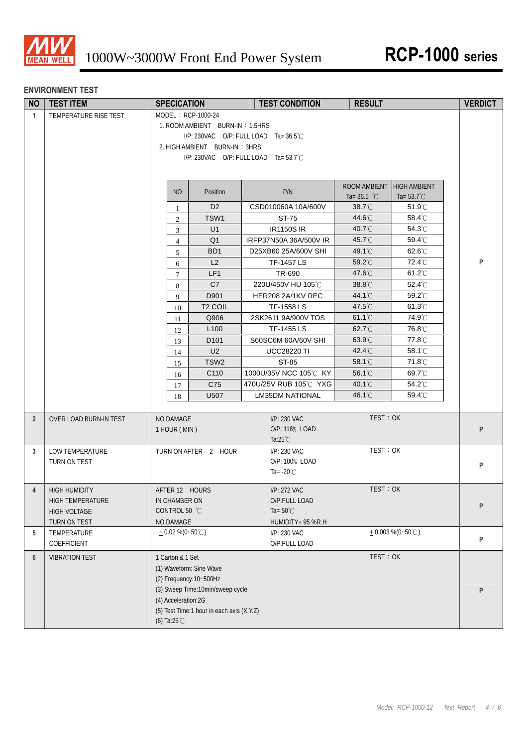## ENVIRONMENT TEST

| NO | TEST ITEM | SPECICATION | TEST CONDITION | RESULT | VERDICT |
|---|---|---|---|---|---|
| 1 | TEMPERATURE RISE TEST | MODEL：RCP-1000-24<br>1. ROOM AMBIENT BURN-IN：1.5HRS<br>I/P: 230VAC O/P: FULL LOAD Ta= 36.5℃<br>2. HIGH AMBIENT BURN-IN：3HRS<br>I/P: 230VAC O/P: FULL LOAD Ta= 53.7℃ | | | P |

| NO | Position | P/N | ROOM AMBIENT Ta= 36.5 ℃ | HIGH AMBIENT Ta= 53.7℃ |
|---|---|---|---|---|
| 1 | D2 | CSD010060A 10A/600V | 38.7℃ | 51.9℃ |
| 2 | TSW1 | ST-75 | 44.6℃ | 58.4℃ |
| 3 | U1 | IR1150S IR | 40.7℃ | 54.3℃ |
| 4 | Q1 | IRFP37N50A 36A/500V IR | 45.7℃ | 59.4℃ |
| 5 | BD1 | D25XB60 25A/600V SHI | 49.1℃ | 62.6℃ |
| 6 | L2 | TF-1457 LS | 59.2℃ | 72.4℃ |
| 7 | LF1 | TR-690 | 47.6℃ | 61.2℃ |
| 8 | C7 | 220U/450V HU 105℃ | 38.8℃ | 52.4℃ |
| 9 | D901 | HER208 2A/1KV REC | 44.1℃ | 59.2℃ |
| 10 | T2 COIL | TF-1558 LS | 47.5℃ | 61.3℃ |
| 11 | Q906 | 2SK2611 9A/900V TOS | 61.1℃ | 74.9℃ |
| 12 | L100 | TF-1455 LS | 62.7℃ | 76.8℃ |
| 13 | D101 | S60SC6M 60A/60V SHI | 63.9℃ | 77.8℃ |
| 14 | U2 | UCC28220 TI | 42.4℃ | 58.1℃ |
| 15 | TSW2 | ST-85 | 58.1℃ | 71.8℃ |
| 16 | C110 | 1000U/35V NCC 105℃ KY | 56.1℃ | 69.7℃ |
| 17 | C75 | 470U/25V RUB 105℃ YXG | 40.1℃ | 54.2℃ |
| 18 | U507 | LM35DM NATIONAL | 46.1℃ | 59.4℃ |

| NO | TEST ITEM | SPECICATION | TEST CONDITION | RESULT | VERDICT |
|---|---|---|---|---|---|
| 2 | OVER LOAD BURN-IN TEST | NO DAMAGE<br>1 HOUR ( MIN ) | I/P: 230 VAC<br>O/P: 118% LOAD<br>Ta:25℃ | TEST：OK | P |
| 3 | LOW TEMPERATURE<br>TURN ON TEST | TURN ON AFTER 2 HOUR | I/P: 230 VAC<br>O/P: 100% LOAD<br>Ta= -20℃ | TEST：OK | P |
| 4 | HIGH HUMIDITY<br>HIGH TEMPERATURE<br>HIGH VOLTAGE<br>TURN ON TEST | AFTER 12 HOURS<br>IN CHAMBER ON<br>CONTROL 50 ℃<br>NO DAMAGE | I/P: 272 VAC<br>O/P:FULL LOAD<br>Ta= 50℃<br>HUMIDITY= 95 %R.H | TEST：OK | P |
| 5 | TEMPERATURE<br>COEFFICIENT | ± 0.02 %(0~50℃) | I/P: 230 VAC<br>O/P:FULL LOAD | ± 0.003 %(0~50℃) | P |
| 6 | VIBRATION TEST | 1 Carton & 1 Set<br>(1) Waveform: Sine Wave<br>(2) Frequency:10~500Hz<br>(3) Sweep Time:10min/sweep cycle<br>(4) Acceleration:2G<br>(5) Test Time:1 hour in each axis (X.Y.Z)<br>(6) Ta:25℃ | | TEST：OK | P |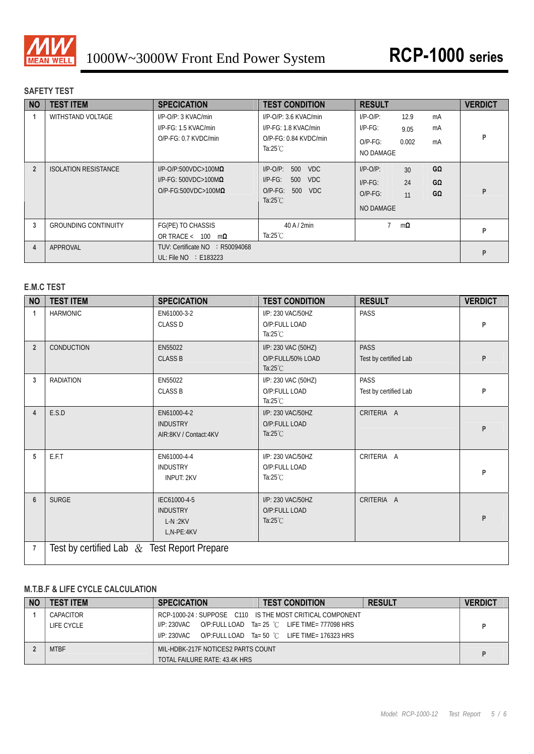MEAN WELL

# 1000W~3000W Front End Power System

# RCP-1000 series

## SAFETY TEST

| NO | TEST ITEM | SPECICATION | TEST CONDITION | RESULT | VERDICT |
|---|---|---|---|---|---|
| 1 | WITHSTAND VOLTAGE | I/P-O/P: 3 KVAC/min<br>I/P-FG: 1.5 KVAC/min<br>O/P-FG: 0.7 KVDC/min | I/P-O/P: 3.6 KVAC/min<br>I/P-FG: 1.8 KVAC/min<br>O/P-FG: 0.84 KVDC/min<br>Ta:25℃ | I/P-O/P: 12.9 mA<br>I/P-FG: 9.05 mA<br>O/P-FG: 0.002 mA<br>NO DAMAGE | P |
| 2 | ISOLATION RESISTANCE | I/P-O/P:500VDC>100MΩ<br>I/P-FG: 500VDC>100MΩ<br>O/P-FG:500VDC>100MΩ | I/P-O/P: 500 VDC<br>I/P-FG: 500 VDC<br>O/P-FG: 500 VDC<br>Ta:25℃ | I/P-O/P: 30 GΩ<br>I/P-FG: 24 GΩ<br>O/P-FG: 11 GΩ<br>NO DAMAGE | P |
| 3 | GROUNDING CONTINUITY | FG(PE) TO CHASSIS<br>OR TRACE < 100 mΩ | 40 A / 2min<br>Ta:25℃ | 7 mΩ | P |
| 4 | APPROVAL | TUV: Certificate NO : R50094068<br>UL: File NO : E183223 | | | P |

## E.M.C TEST

| NO | TEST ITEM | SPECICATION | TEST CONDITION | RESULT | VERDICT |
|---|---|---|---|---|---|
| 1 | HARMONIC | EN61000-3-2<br>CLASS D | I/P: 230 VAC/50HZ<br>O/P:FULL LOAD<br>Ta:25℃ | PASS | P |
| 2 | CONDUCTION | EN55022<br>CLASS B | I/P: 230 VAC (50HZ)<br>O/P:FULL/50% LOAD<br>Ta:25℃ | PASS<br>Test by certified Lab | P |
| 3 | RADIATION | EN55022<br>CLASS B | I/P: 230 VAC (50HZ)<br>O/P:FULL LOAD<br>Ta:25℃ | PASS<br>Test by certified Lab | P |
| 4 | E.S.D | EN61000-4-2<br>INDUSTRY<br>AIR:8KV / Contact:4KV | I/P: 230 VAC/50HZ<br>O/P:FULL LOAD<br>Ta:25℃ | CRITERIA A | P |
| 5 | E.F.T | EN61000-4-4<br>INDUSTRY<br>INPUT: 2KV | I/P: 230 VAC/50HZ<br>O/P:FULL LOAD<br>Ta:25℃ | CRITERIA A | P |
| 6 | SURGE | IEC61000-4-5<br>INDUSTRY<br>L-N :2KV<br>L,N-PE:4KV | I/P: 230 VAC/50HZ<br>O/P:FULL LOAD<br>Ta:25℃ | CRITERIA A | P |
| 7 | Test by certified Lab & Test Report Prepare | | | | |

## M.T.B.F & LIFE CYCLE CALCULATION

| NO | TEST ITEM | SPECICATION | TEST CONDITION | RESULT | VERDICT |
|---|---|---|---|---|---|
| 1 | CAPACITOR LIFE CYCLE | RCP-1000-24 : SUPPOSE C110 IS THE MOST CRITICAL COMPONENT<br>I/P: 230VAC O/P:FULL LOAD Ta= 25 ℃ LIFE TIME= 777098 HRS<br>I/P: 230VAC O/P:FULL LOAD Ta= 50 ℃ LIFE TIME= 176323 HRS | | | P |
| 2 | MTBF | MIL-HDBK-217F NOTICES2 PARTS COUNT<br>TOTAL FAILURE RATE: 43.4K HRS | | | P |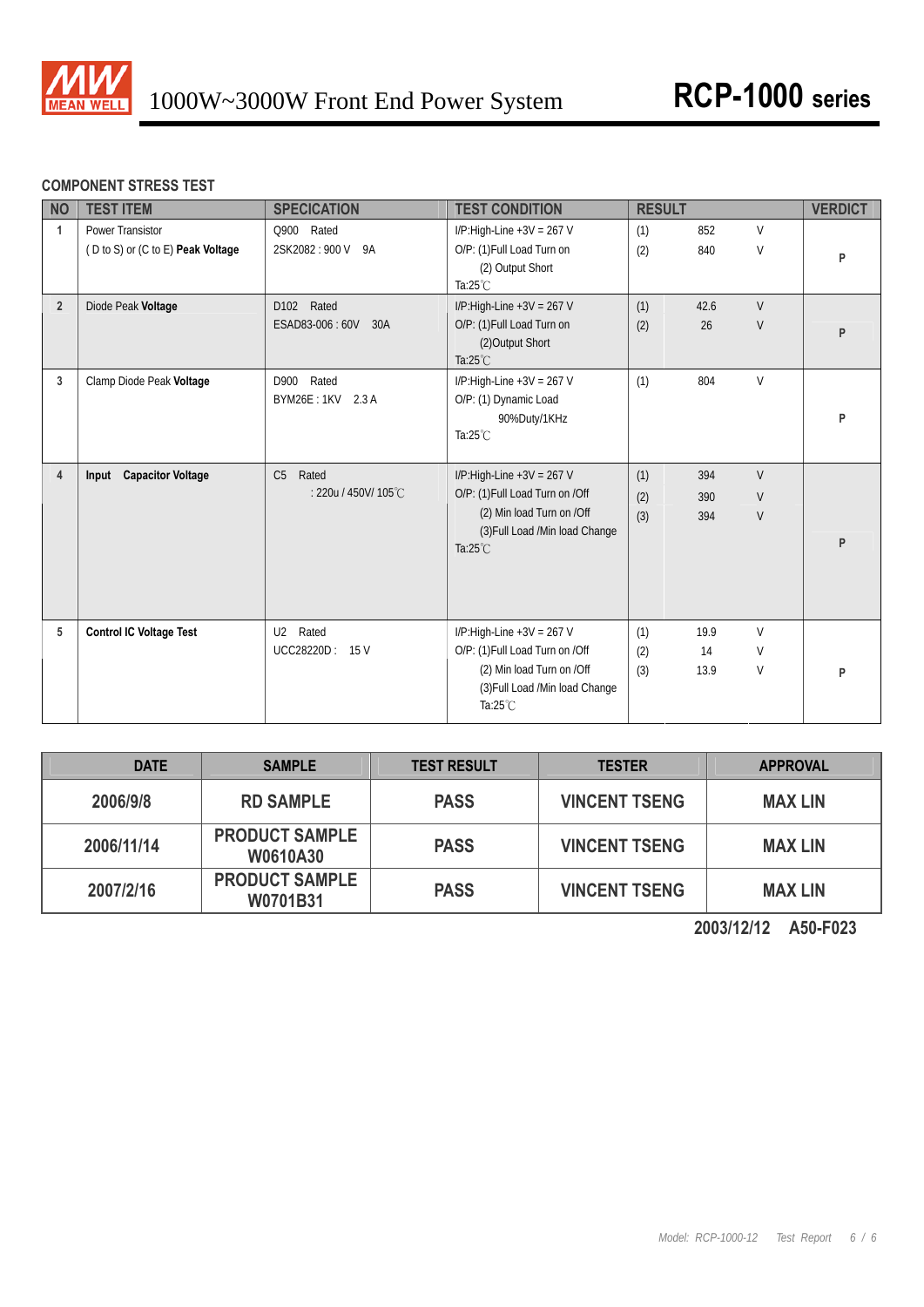### COMPONENT STRESS TEST

| NO | TEST ITEM | SPECICATION | TEST CONDITION | RESULT | | | VERDICT |
|---|---|---|---|---|---|---|---|
| 1 | Power Transistor<br>( D to S) or (C to E) **Peak Voltage** | Q900 Rated<br>2SK2082 : 900 V 9A | I/P:High-Line +3V = 267 V<br>O/P: (1)Full Load Turn on<br>(2) Output Short<br>Ta:25℃ | (1)<br>(2) | 852<br>840 | V<br>V | P |
| 2 | Diode Peak **Voltage** | D102 Rated<br>ESAD83-006 : 60V 30A | I/P:High-Line +3V = 267 V<br>O/P: (1)Full Load Turn on<br>(2)Output Short<br>Ta:25℃ | (1)<br>(2) | 42.6<br>26 | V<br>V | P |
| 3 | Clamp Diode Peak **Voltage** | D900 Rated<br>BYM26E : 1KV 2.3 A | I/P:High-Line +3V = 267 V<br>O/P: (1) Dynamic Load<br>90%Duty/1KHz<br>Ta:25℃ | (1) | 804 | V | P |
| 4 | **Input Capacitor Voltage** | C5 Rated<br>: 220u / 450V/ 105℃ | I/P:High-Line +3V = 267 V<br>O/P: (1)Full Load Turn on /Off<br>(2) Min load Turn on /Off<br>(3)Full Load /Min load Change<br>Ta:25℃ | (1)<br>(2)<br>(3) | 394<br>390<br>394 | V<br>V<br>V | P |
| 5 | **Control IC Voltage Test** | U2 Rated<br>UCC28220D : 15 V | I/P:High-Line +3V = 267 V<br>O/P: (1)Full Load Turn on /Off<br>(2) Min load Turn on /Off<br>(3)Full Load /Min load Change<br>Ta:25℃ | (1)<br>(2)<br>(3) | 19.9<br>14<br>13.9 | V<br>V<br>V | P |

| DATE | SAMPLE | TEST RESULT | TESTER | APPROVAL |
|---|---|---|---|---|
| 2006/9/8 | RD SAMPLE | PASS | VINCENT TSENG | MAX LIN |
| 2006/11/14 | PRODUCT SAMPLE W0610A30 | PASS | VINCENT TSENG | MAX LIN |
| 2007/2/16 | PRODUCT SAMPLE W0701B31 | PASS | VINCENT TSENG | MAX LIN |

2003/12/12 A50-F023